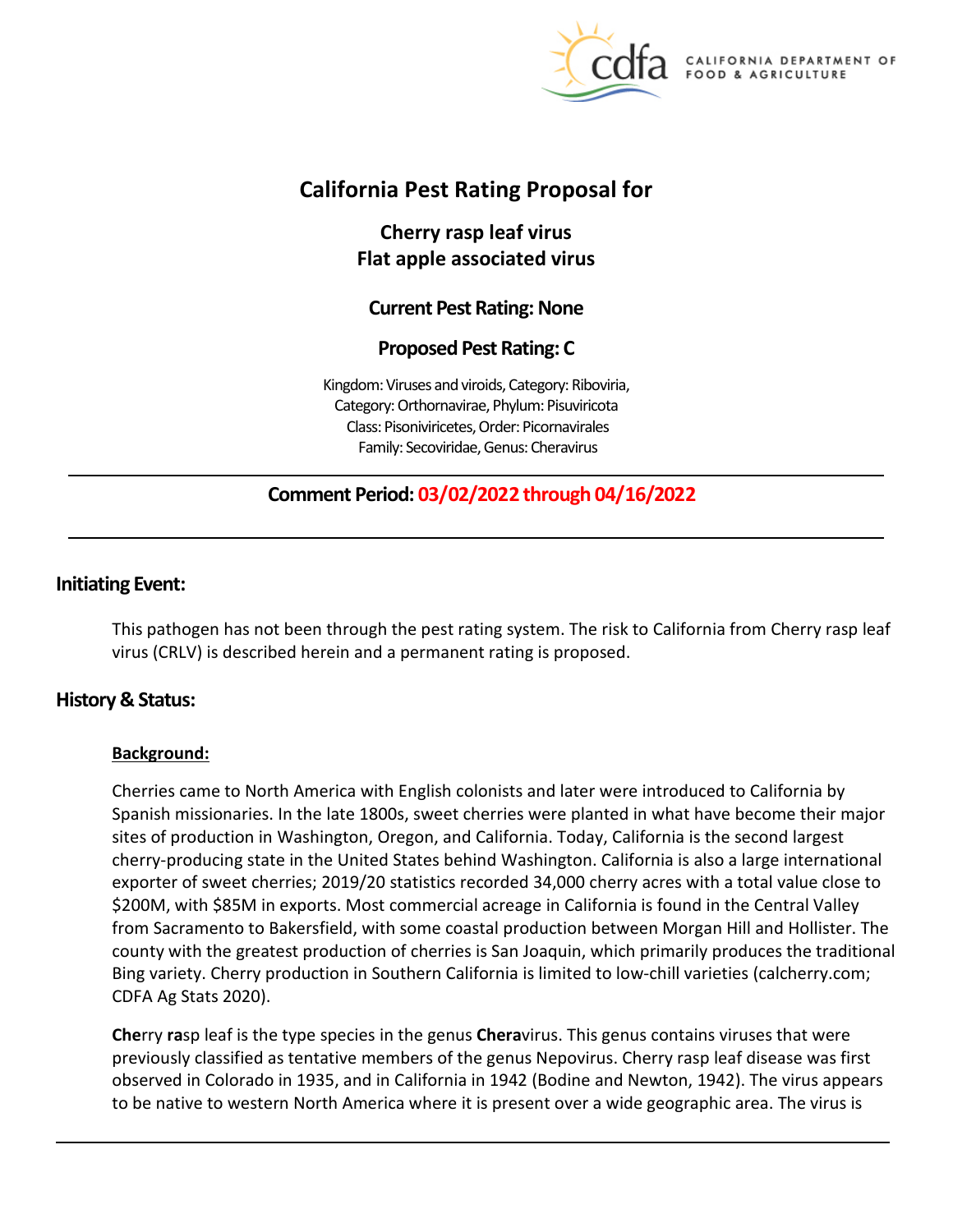# California Pest Rating Proposal for

## Cherry rasp leaf virus
## Flat apple associated virus

### Current Pest Rating: None

### Proposed Pest Rating: C

Kingdom: Viruses and viroids, Category: Riboviria,
Category: Orthornavirae, Phylum: Pisuviricota
Class: Pisoniviricetes, Order: Picornavirales
Family: Secoviridae, Genus: Cheravirus

---

**Comment Period: 03/02/2022 through 04/16/2022**

---

## Initiating Event:

This pathogen has not been through the pest rating system. The risk to California from Cherry rasp leaf virus (CRLV) is described herein and a permanent rating is proposed.

## History & Status:

### Background:

Cherries came to North America with English colonists and later were introduced to California by Spanish missionaries. In the late 1800s, sweet cherries were planted in what have become their major sites of production in Washington, Oregon, and California. Today, California is the second largest cherry-producing state in the United States behind Washington. California is also a large international exporter of sweet cherries; 2019/20 statistics recorded 34,000 cherry acres with a total value close to $200M, with $85M in exports. Most commercial acreage in California is found in the Central Valley from Sacramento to Bakersfield, with some coastal production between Morgan Hill and Hollister. The county with the greatest production of cherries is San Joaquin, which primarily produces the traditional Bing variety. Cherry production in Southern California is limited to low-chill varieties (calcherry.com; CDFA Ag Stats 2020).

**Che**rry **ra**sp leaf is the type species in the genus **Chera**virus. This genus contains viruses that were previously classified as tentative members of the genus Nepovirus. Cherry rasp leaf disease was first observed in Colorado in 1935, and in California in 1942 (Bodine and Newton, 1942). The virus appears to be native to western North America where it is present over a wide geographic area. The virus is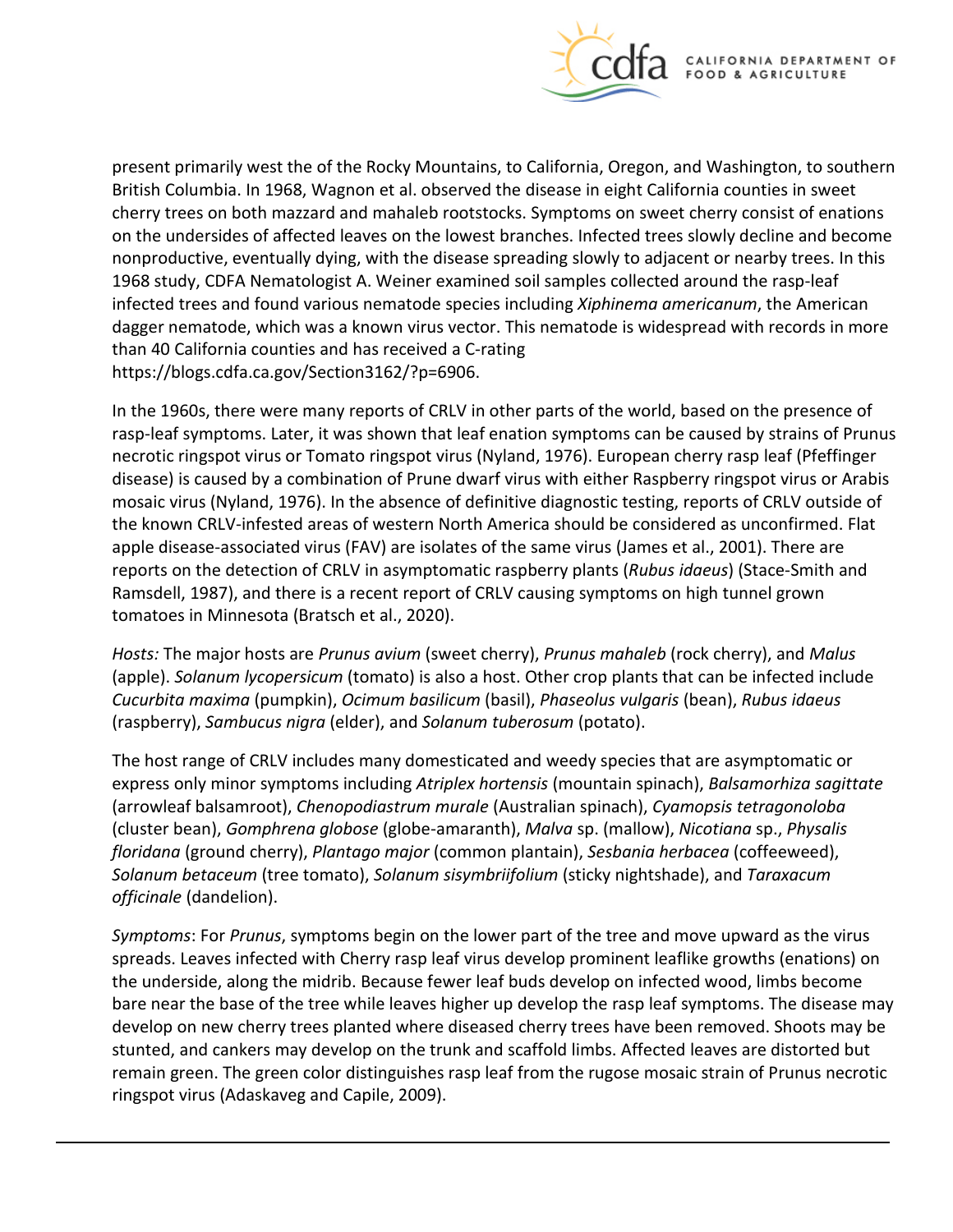present primarily west the of the Rocky Mountains, to California, Oregon, and Washington, to southern British Columbia. In 1968, Wagnon et al. observed the disease in eight California counties in sweet cherry trees on both mazzard and mahaleb rootstocks. Symptoms on sweet cherry consist of enations on the undersides of affected leaves on the lowest branches. Infected trees slowly decline and become nonproductive, eventually dying, with the disease spreading slowly to adjacent or nearby trees. In this 1968 study, CDFA Nematologist A. Weiner examined soil samples collected around the rasp-leaf infected trees and found various nematode species including *Xiphinema americanum*, the American dagger nematode, which was a known virus vector. This nematode is widespread with records in more than 40 California counties and has received a C-rating https://blogs.cdfa.ca.gov/Section3162/?p=6906.

In the 1960s, there were many reports of CRLV in other parts of the world, based on the presence of rasp-leaf symptoms. Later, it was shown that leaf enation symptoms can be caused by strains of Prunus necrotic ringspot virus or Tomato ringspot virus (Nyland, 1976). European cherry rasp leaf (Pfeffinger disease) is caused by a combination of Prune dwarf virus with either Raspberry ringspot virus or Arabis mosaic virus (Nyland, 1976). In the absence of definitive diagnostic testing, reports of CRLV outside of the known CRLV-infested areas of western North America should be considered as unconfirmed. Flat apple disease-associated virus (FAV) are isolates of the same virus (James et al., 2001). There are reports on the detection of CRLV in asymptomatic raspberry plants (*Rubus idaeus*) (Stace-Smith and Ramsdell, 1987), and there is a recent report of CRLV causing symptoms on high tunnel grown tomatoes in Minnesota (Bratsch et al., 2020).

*Hosts:* The major hosts are *Prunus avium* (sweet cherry), *Prunus mahaleb* (rock cherry), and *Malus* (apple). *Solanum lycopersicum* (tomato) is also a host. Other crop plants that can be infected include *Cucurbita maxima* (pumpkin), *Ocimum basilicum* (basil), *Phaseolus vulgaris* (bean), *Rubus idaeus* (raspberry), *Sambucus nigra* (elder), and *Solanum tuberosum* (potato).

The host range of CRLV includes many domesticated and weedy species that are asymptomatic or express only minor symptoms including *Atriplex hortensis* (mountain spinach), *Balsamorhiza sagittate* (arrowleaf balsamroot), *Chenopodiastrum murale* (Australian spinach), *Cyamopsis tetragonoloba* (cluster bean), *Gomphrena globose* (globe-amaranth), *Malva* sp. (mallow), *Nicotiana* sp., *Physalis floridana* (ground cherry), *Plantago major* (common plantain), *Sesbania herbacea* (coffeeweed), *Solanum betaceum* (tree tomato), *Solanum sisymbriifolium* (sticky nightshade), and *Taraxacum officinale* (dandelion).

*Symptoms*: For *Prunus*, symptoms begin on the lower part of the tree and move upward as the virus spreads. Leaves infected with Cherry rasp leaf virus develop prominent leaflike growths (enations) on the underside, along the midrib. Because fewer leaf buds develop on infected wood, limbs become bare near the base of the tree while leaves higher up develop the rasp leaf symptoms. The disease may develop on new cherry trees planted where diseased cherry trees have been removed. Shoots may be stunted, and cankers may develop on the trunk and scaffold limbs. Affected leaves are distorted but remain green. The green color distinguishes rasp leaf from the rugose mosaic strain of Prunus necrotic ringspot virus (Adaskaveg and Capile, 2009).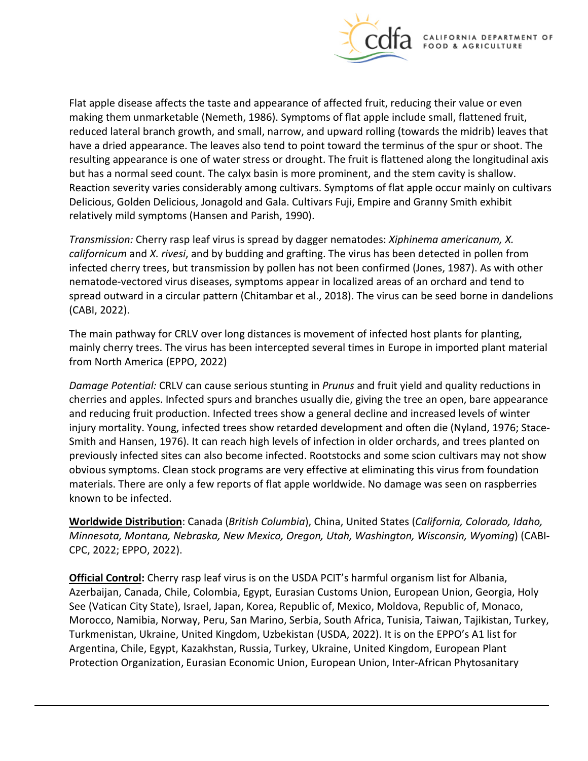Flat apple disease affects the taste and appearance of affected fruit, reducing their value or even making them unmarketable (Nemeth, 1986). Symptoms of flat apple include small, flattened fruit, reduced lateral branch growth, and small, narrow, and upward rolling (towards the midrib) leaves that have a dried appearance. The leaves also tend to point toward the terminus of the spur or shoot. The resulting appearance is one of water stress or drought. The fruit is flattened along the longitudinal axis but has a normal seed count. The calyx basin is more prominent, and the stem cavity is shallow. Reaction severity varies considerably among cultivars. Symptoms of flat apple occur mainly on cultivars Delicious, Golden Delicious, Jonagold and Gala. Cultivars Fuji, Empire and Granny Smith exhibit relatively mild symptoms (Hansen and Parish, 1990).

*Transmission:* Cherry rasp leaf virus is spread by dagger nematodes: *Xiphinema americanum, X. californicum* and *X. rivesi*, and by budding and grafting. The virus has been detected in pollen from infected cherry trees, but transmission by pollen has not been confirmed (Jones, 1987). As with other nematode-vectored virus diseases, symptoms appear in localized areas of an orchard and tend to spread outward in a circular pattern (Chitambar et al., 2018). The virus can be seed borne in dandelions (CABI, 2022).

The main pathway for CRLV over long distances is movement of infected host plants for planting, mainly cherry trees. The virus has been intercepted several times in Europe in imported plant material from North America (EPPO, 2022)

*Damage Potential:* CRLV can cause serious stunting in *Prunus* and fruit yield and quality reductions in cherries and apples. Infected spurs and branches usually die, giving the tree an open, bare appearance and reducing fruit production. Infected trees show a general decline and increased levels of winter injury mortality. Young, infected trees show retarded development and often die (Nyland, 1976; Stace-Smith and Hansen, 1976). It can reach high levels of infection in older orchards, and trees planted on previously infected sites can also become infected. Rootstocks and some scion cultivars may not show obvious symptoms. Clean stock programs are very effective at eliminating this virus from foundation materials. There are only a few reports of flat apple worldwide. No damage was seen on raspberries known to be infected.

**Worldwide Distribution**: Canada (*British Columbia*), China, United States (*California, Colorado, Idaho, Minnesota, Montana, Nebraska, New Mexico, Oregon, Utah, Washington, Wisconsin, Wyoming*) (CABI-CPC, 2022; EPPO, 2022).

**Official Control:** Cherry rasp leaf virus is on the USDA PCIT's harmful organism list for Albania, Azerbaijan, Canada, Chile, Colombia, Egypt, Eurasian Customs Union, European Union, Georgia, Holy See (Vatican City State), Israel, Japan, Korea, Republic of, Mexico, Moldova, Republic of, Monaco, Morocco, Namibia, Norway, Peru, San Marino, Serbia, South Africa, Tunisia, Taiwan, Tajikistan, Turkey, Turkmenistan, Ukraine, United Kingdom, Uzbekistan (USDA, 2022). It is on the EPPO's A1 list for Argentina, Chile, Egypt, Kazakhstan, Russia, Turkey, Ukraine, United Kingdom, European Plant Protection Organization, Eurasian Economic Union, European Union, Inter-African Phytosanitary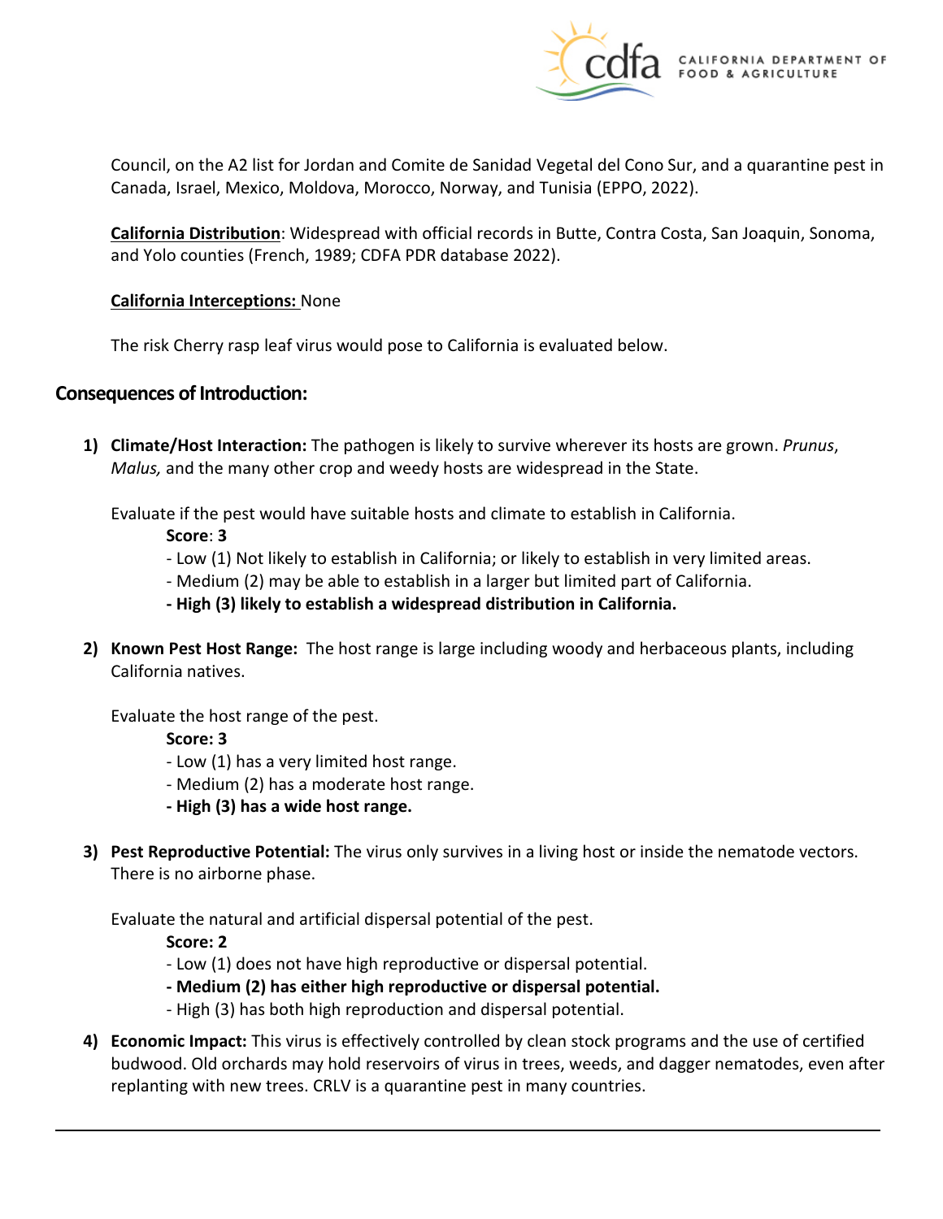Council, on the A2 list for Jordan and Comite de Sanidad Vegetal del Cono Sur, and a quarantine pest in Canada, Israel, Mexico, Moldova, Morocco, Norway, and Tunisia (EPPO, 2022).

**California Distribution**: Widespread with official records in Butte, Contra Costa, San Joaquin, Sonoma, and Yolo counties (French, 1989; CDFA PDR database 2022).

**California Interceptions:** None

The risk Cherry rasp leaf virus would pose to California is evaluated below.

## Consequences of Introduction:

1) **Climate/Host Interaction:** The pathogen is likely to survive wherever its hosts are grown. *Prunus*, *Malus,* and the many other crop and weedy hosts are widespread in the State.

   Evaluate if the pest would have suitable hosts and climate to establish in California.

   **Score**: **3**

   - Low (1) Not likely to establish in California; or likely to establish in very limited areas.
   - Medium (2) may be able to establish in a larger but limited part of California.
   - **High (3) likely to establish a widespread distribution in California.**

2) **Known Pest Host Range:** The host range is large including woody and herbaceous plants, including California natives.

   Evaluate the host range of the pest.

   **Score: 3**

   - Low (1) has a very limited host range.
   - Medium (2) has a moderate host range.
   - **High (3) has a wide host range.**

3) **Pest Reproductive Potential:** The virus only survives in a living host or inside the nematode vectors. There is no airborne phase.

   Evaluate the natural and artificial dispersal potential of the pest.

   **Score: 2**

   - Low (1) does not have high reproductive or dispersal potential.
   - **Medium (2) has either high reproductive or dispersal potential.**
   - High (3) has both high reproduction and dispersal potential.

4) **Economic Impact:** This virus is effectively controlled by clean stock programs and the use of certified budwood. Old orchards may hold reservoirs of virus in trees, weeds, and dagger nematodes, even after replanting with new trees. CRLV is a quarantine pest in many countries.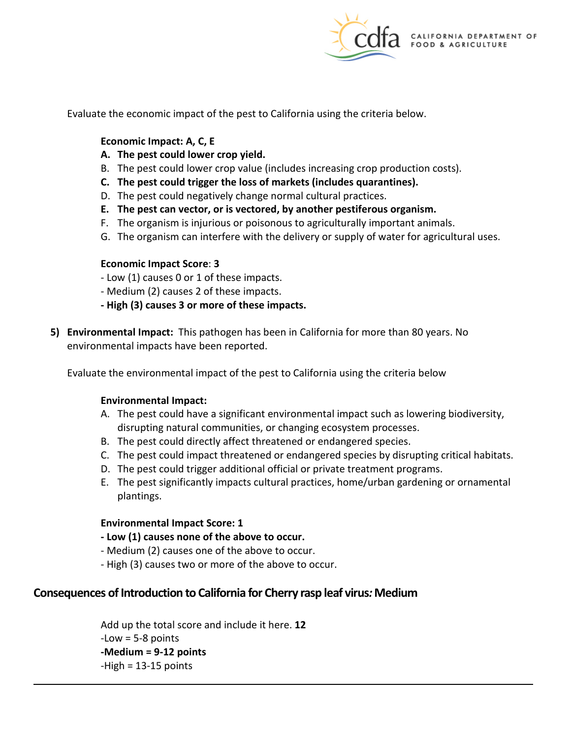Evaluate the economic impact of the pest to California using the criteria below.

**Economic Impact: A, C, E**

**A. The pest could lower crop yield.**
B. The pest could lower crop value (includes increasing crop production costs).
**C. The pest could trigger the loss of markets (includes quarantines).**
D. The pest could negatively change normal cultural practices.
**E. The pest can vector, or is vectored, by another pestiferous organism.**
F. The organism is injurious or poisonous to agriculturally important animals.
G. The organism can interfere with the delivery or supply of water for agricultural uses.

**Economic Impact Score**: **3**

- Low (1) causes 0 or 1 of these impacts.
- Medium (2) causes 2 of these impacts.
- **- High (3) causes 3 or more of these impacts.**

5) **Environmental Impact:** This pathogen has been in California for more than 80 years. No environmental impacts have been reported.

Evaluate the environmental impact of the pest to California using the criteria below

**Environmental Impact:**

A. The pest could have a significant environmental impact such as lowering biodiversity, disrupting natural communities, or changing ecosystem processes.
B. The pest could directly affect threatened or endangered species.
C. The pest could impact threatened or endangered species by disrupting critical habitats.
D. The pest could trigger additional official or private treatment programs.
E. The pest significantly impacts cultural practices, home/urban gardening or ornamental plantings.

**Environmental Impact Score: 1**

- **- Low (1) causes none of the above to occur.**
- Medium (2) causes one of the above to occur.
- High (3) causes two or more of the above to occur.

## Consequences of Introduction to California for Cherry rasp leaf virus*:* Medium

Add up the total score and include it here. **12**

-Low = 5-8 points

**-Medium = 9-12 points**

-High = 13-15 points

---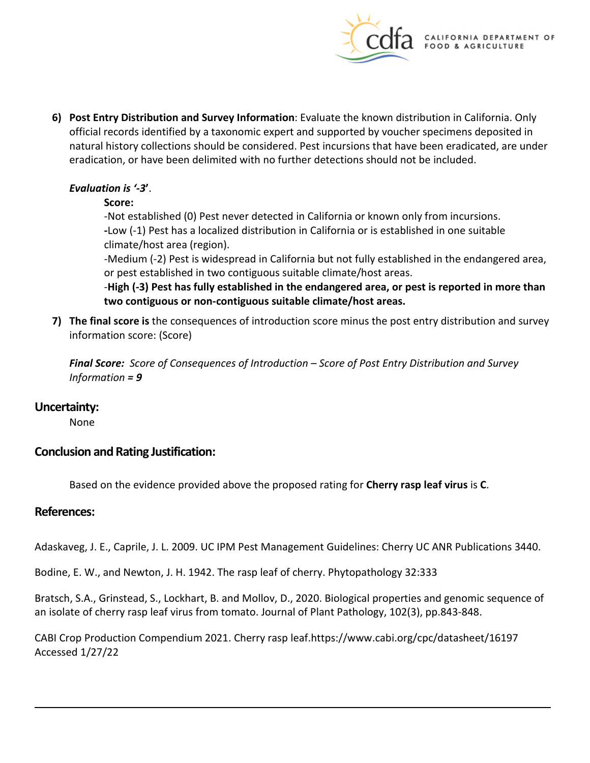6) **Post Entry Distribution and Survey Information**: Evaluate the known distribution in California. Only official records identified by a taxonomic expert and supported by voucher specimens deposited in natural history collections should be considered. Pest incursions that have been eradicated, are under eradication, or have been delimited with no further detections should not be included.

   ***Evaluation is '-3'***.

   **Score:**

   -Not established (0) Pest never detected in California or known only from incursions.

   **-**Low (-1) Pest has a localized distribution in California or is established in one suitable climate/host area (region).

   -Medium (-2) Pest is widespread in California but not fully established in the endangered area, or pest established in two contiguous suitable climate/host areas.

   -**High (-3) Pest has fully established in the endangered area, or pest is reported in more than two contiguous or non-contiguous suitable climate/host areas.**

7) **The final score is** the consequences of introduction score minus the post entry distribution and survey information score: (Score)

   ***Final Score:*** *Score of Consequences of Introduction – Score of Post Entry Distribution and Survey Information =* ***9***

## Uncertainty:

None

## Conclusion and Rating Justification:

Based on the evidence provided above the proposed rating for **Cherry rasp leaf virus** is **C**.

## References:

Adaskaveg, J. E., Caprile, J. L. 2009. UC IPM Pest Management Guidelines: Cherry UC ANR Publications 3440.

Bodine, E. W., and Newton, J. H. 1942. The rasp leaf of cherry. Phytopathology 32:333

Bratsch, S.A., Grinstead, S., Lockhart, B. and Mollov, D., 2020. Biological properties and genomic sequence of an isolate of cherry rasp leaf virus from tomato. Journal of Plant Pathology, 102(3), pp.843-848.

CABI Crop Production Compendium 2021. Cherry rasp leaf.https://www.cabi.org/cpc/datasheet/16197 Accessed 1/27/22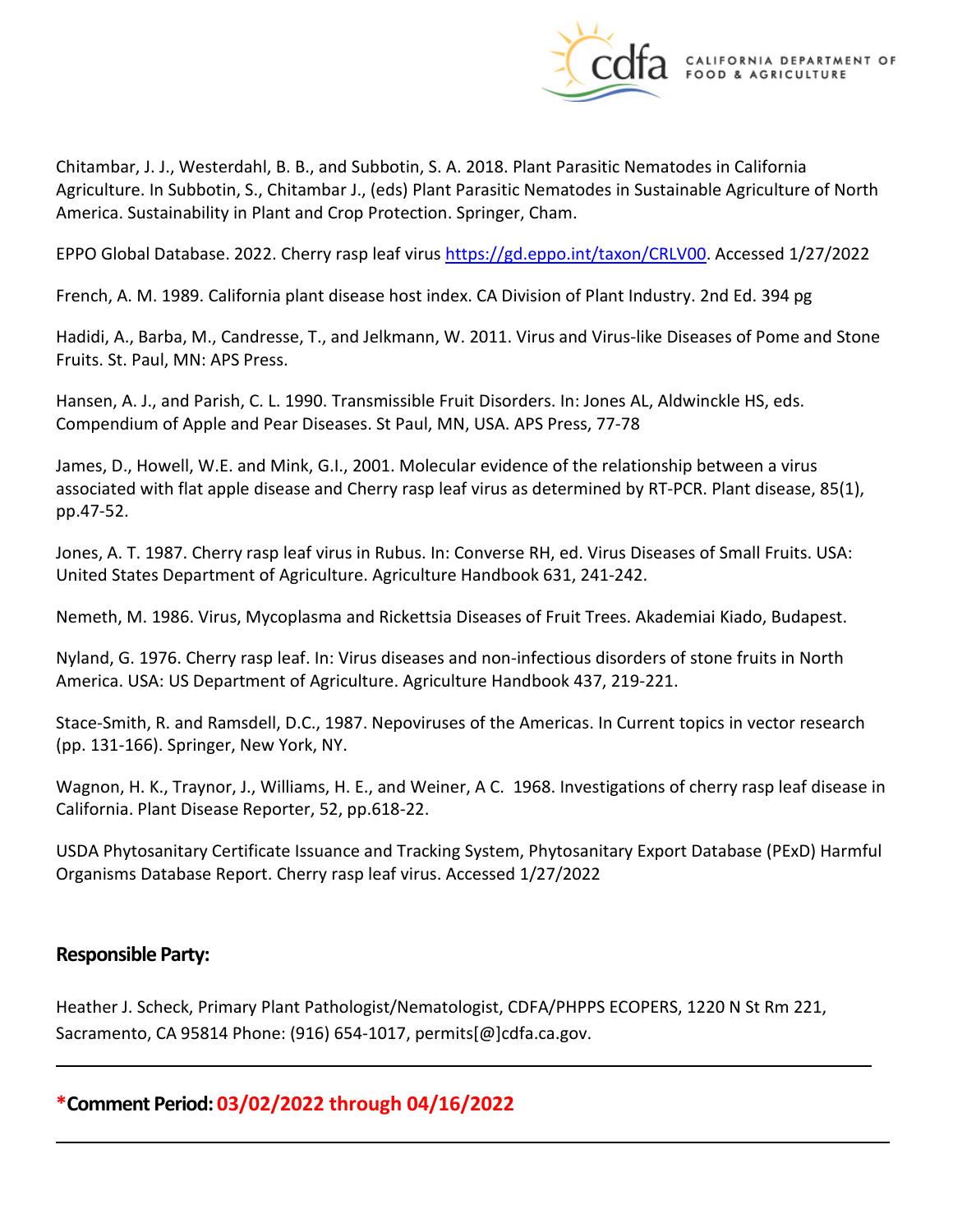Chitambar, J. J., Westerdahl, B. B., and Subbotin, S. A. 2018. Plant Parasitic Nematodes in California Agriculture. In Subbotin, S., Chitambar J., (eds) Plant Parasitic Nematodes in Sustainable Agriculture of North America. Sustainability in Plant and Crop Protection. Springer, Cham.

EPPO Global Database. 2022. Cherry rasp leaf virus https://gd.eppo.int/taxon/CRLV00. Accessed 1/27/2022

French, A. M. 1989. California plant disease host index. CA Division of Plant Industry. 2nd Ed. 394 pg

Hadidi, A., Barba, M., Candresse, T., and Jelkmann, W. 2011. Virus and Virus-like Diseases of Pome and Stone Fruits. St. Paul, MN: APS Press.

Hansen, A. J., and Parish, C. L. 1990. Transmissible Fruit Disorders. In: Jones AL, Aldwinckle HS, eds. Compendium of Apple and Pear Diseases. St Paul, MN, USA. APS Press, 77-78

James, D., Howell, W.E. and Mink, G.I., 2001. Molecular evidence of the relationship between a virus associated with flat apple disease and Cherry rasp leaf virus as determined by RT-PCR. Plant disease, 85(1), pp.47-52.

Jones, A. T. 1987. Cherry rasp leaf virus in Rubus. In: Converse RH, ed. Virus Diseases of Small Fruits. USA: United States Department of Agriculture. Agriculture Handbook 631, 241-242.

Nemeth, M. 1986. Virus, Mycoplasma and Rickettsia Diseases of Fruit Trees. Akademiai Kiado, Budapest.

Nyland, G. 1976. Cherry rasp leaf. In: Virus diseases and non-infectious disorders of stone fruits in North America. USA: US Department of Agriculture. Agriculture Handbook 437, 219-221.

Stace-Smith, R. and Ramsdell, D.C., 1987. Nepoviruses of the Americas. In Current topics in vector research (pp. 131-166). Springer, New York, NY.

Wagnon, H. K., Traynor, J., Williams, H. E., and Weiner, A C. 1968. Investigations of cherry rasp leaf disease in California. Plant Disease Reporter, 52, pp.618-22.

USDA Phytosanitary Certificate Issuance and Tracking System, Phytosanitary Export Database (PExD) Harmful Organisms Database Report. Cherry rasp leaf virus. Accessed 1/27/2022

## Responsible Party:

Heather J. Scheck, Primary Plant Pathologist/Nematologist, CDFA/PHPPS ECOPERS, 1220 N St Rm 221, Sacramento, CA 95814 Phone: (916) 654-1017, permits[@]cdfa.ca.gov.

---

## *Comment Period: 03/02/2022 through 04/16/2022

---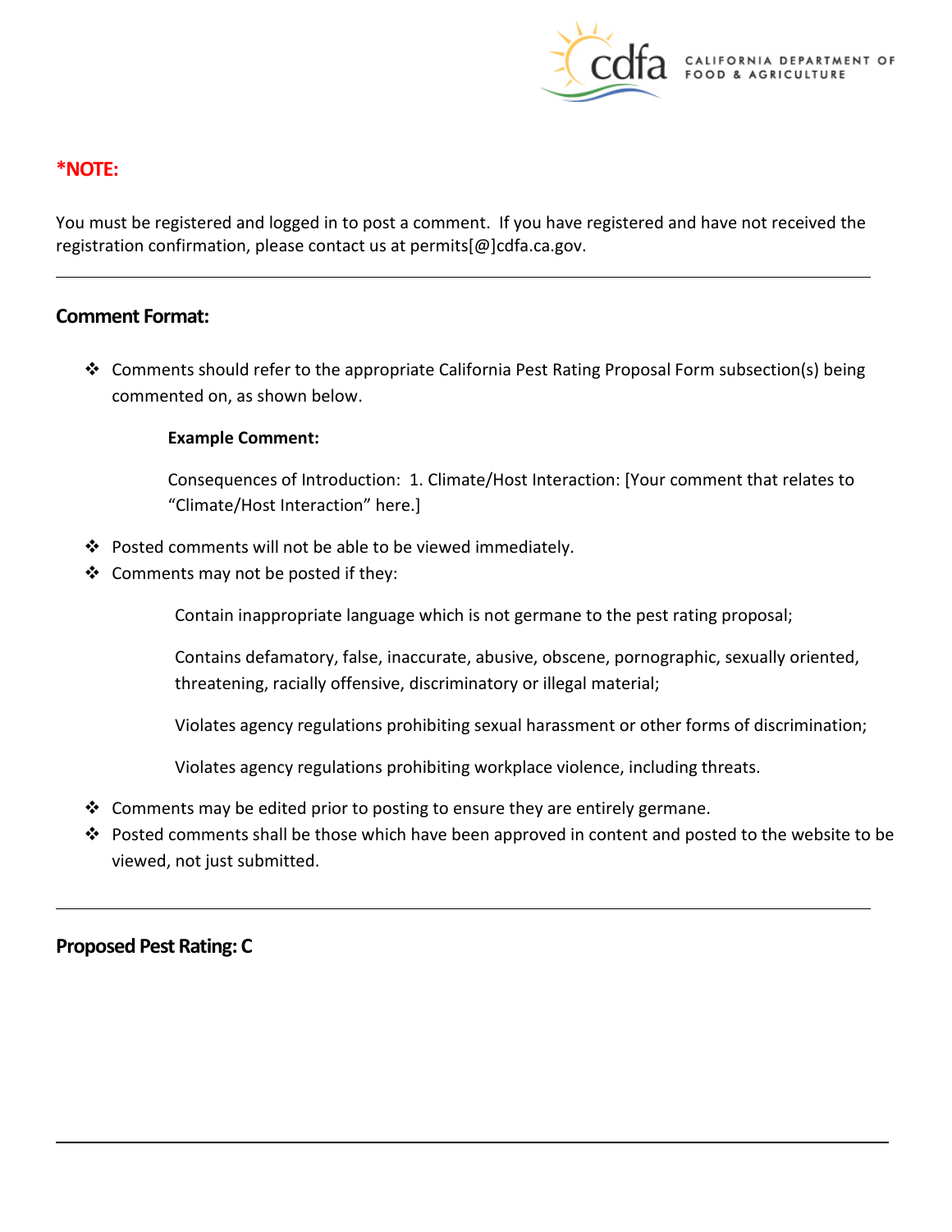***NOTE:**

You must be registered and logged in to post a comment. If you have registered and have not received the registration confirmation, please contact us at permits[@]cdfa.ca.gov.

---

## Comment Format:

- Comments should refer to the appropriate California Pest Rating Proposal Form subsection(s) being commented on, as shown below.

  **Example Comment:**

  Consequences of Introduction: 1. Climate/Host Interaction: [Your comment that relates to "Climate/Host Interaction" here.]

- Posted comments will not be able to be viewed immediately.
- Comments may not be posted if they:

  Contain inappropriate language which is not germane to the pest rating proposal;

  Contains defamatory, false, inaccurate, abusive, obscene, pornographic, sexually oriented, threatening, racially offensive, discriminatory or illegal material;

  Violates agency regulations prohibiting sexual harassment or other forms of discrimination;

  Violates agency regulations prohibiting workplace violence, including threats.

- Comments may be edited prior to posting to ensure they are entirely germane.
- Posted comments shall be those which have been approved in content and posted to the website to be viewed, not just submitted.

---

## Proposed Pest Rating: C